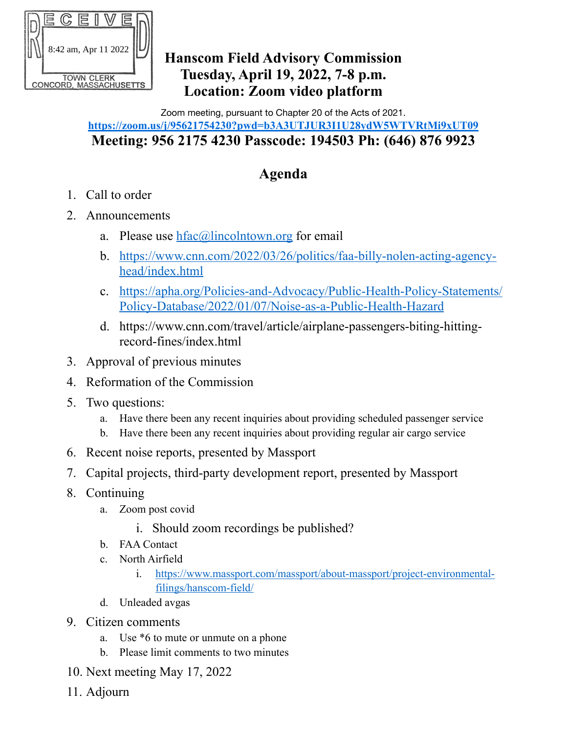RECEIVED
8:42 am, Apr 11 2022
TOWN CLERK
CONCORD, MASSACHUSETTS

# Hanscom Field Advisory Commission
## Tuesday, April 19, 2022, 7-8 p.m.
## Location: Zoom video platform

Zoom meeting, pursuant to Chapter 20 of the Acts of 2021.

**https://zoom.us/j/95621754230?pwd=b3A3UTJUR3I1U28ydW5WTVRtMi9xUT09**

**Meeting: 956 2175 4230 Passcode: 194503 Ph: (646) 876 9923**

## Agenda

1. Call to order
2. Announcements
    a. Please use hfac@lincolntown.org for email
    b. https://www.cnn.com/2022/03/26/politics/faa-billy-nolen-acting-agency-head/index.html
    c. https://apha.org/Policies-and-Advocacy/Public-Health-Policy-Statements/Policy-Database/2022/01/07/Noise-as-a-Public-Health-Hazard
    d. https://www.cnn.com/travel/article/airplane-passengers-biting-hitting-record-fines/index.html
3. Approval of previous minutes
4. Reformation of the Commission
5. Two questions:
    a. Have there been any recent inquiries about providing scheduled passenger service
    b. Have there been any recent inquiries about providing regular air cargo service
6. Recent noise reports, presented by Massport
7. Capital projects, third-party development report, presented by Massport
8. Continuing
    a. Zoom post covid
        i. Should zoom recordings be published?
    b. FAA Contact
    c. North Airfield
        i. https://www.massport.com/massport/about-massport/project-environmental-filings/hanscom-field/
    d. Unleaded avgas
9. Citizen comments
    a. Use *6 to mute or unmute on a phone
    b. Please limit comments to two minutes
10. Next meeting May 17, 2022
11. Adjourn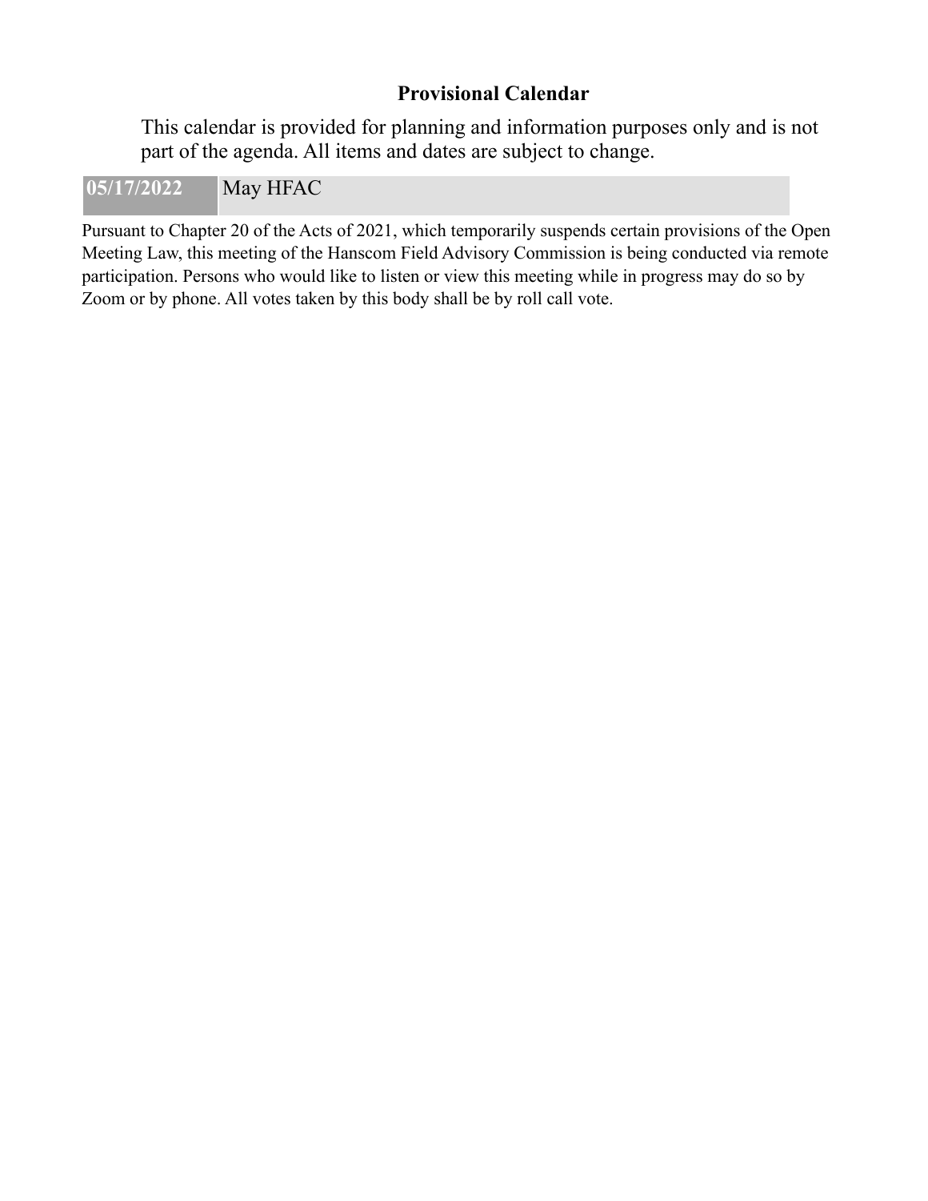## Provisional Calendar

This calendar is provided for planning and information purposes only and is not part of the agenda. All items and dates are subject to change.

| | |
|---|---|
| **05/17/2022** | May HFAC |

Pursuant to Chapter 20 of the Acts of 2021, which temporarily suspends certain provisions of the Open Meeting Law, this meeting of the Hanscom Field Advisory Commission is being conducted via remote participation. Persons who would like to listen or view this meeting while in progress may do so by Zoom or by phone. All votes taken by this body shall be by roll call vote.